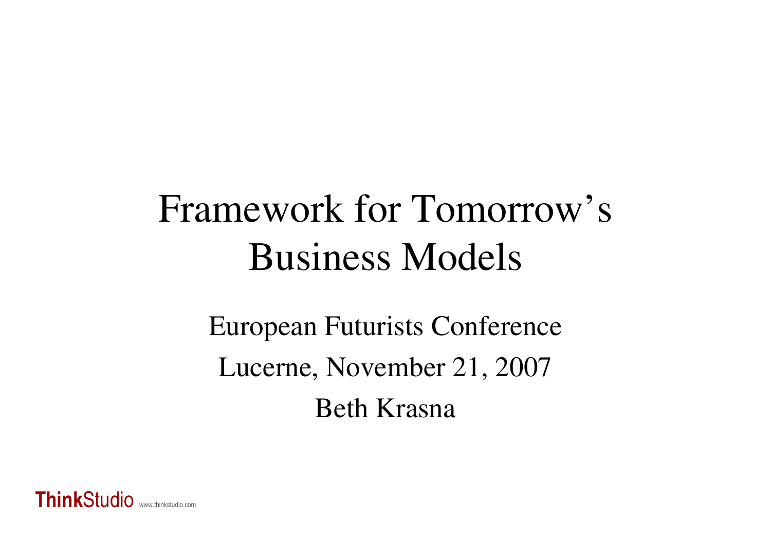# Framework for Tomorrow's Business Models

European Futurists Conference

Lucerne, November 21, 2007

Beth Krasna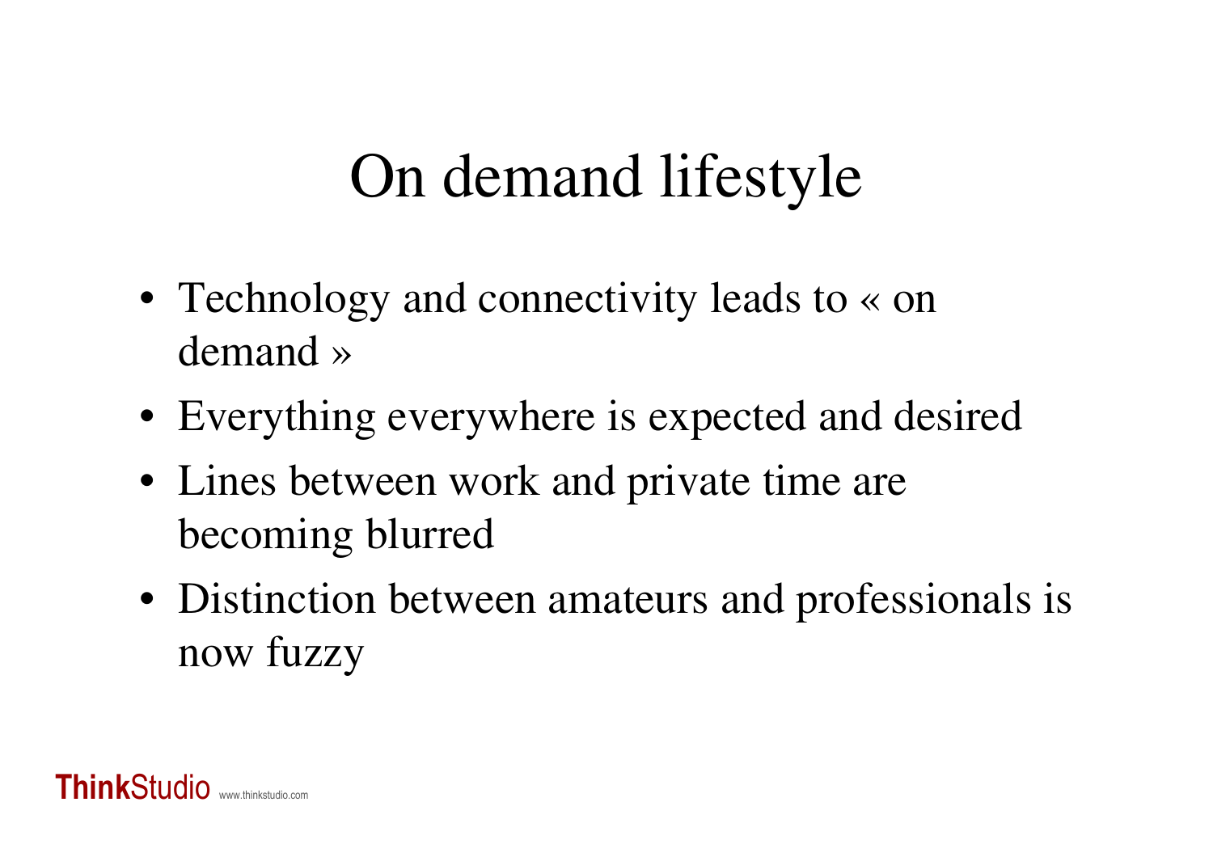# On demand lifestyle

- Technology and connectivity leads to « on demand »
- Everything everywhere is expected and desired
- Lines between work and private time are becoming blurred
- Distinction between amateurs and professionals is now fuzzy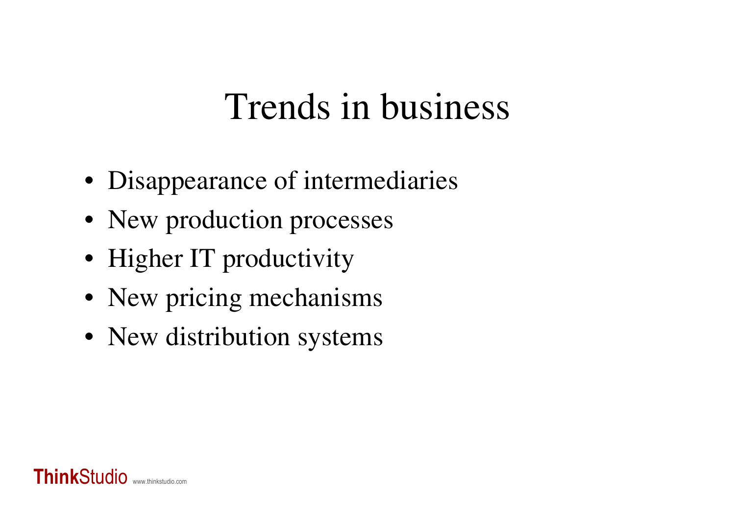# Trends in business

- Disappearance of intermediaries
- New production processes
- Higher IT productivity
- New pricing mechanisms
- New distribution systems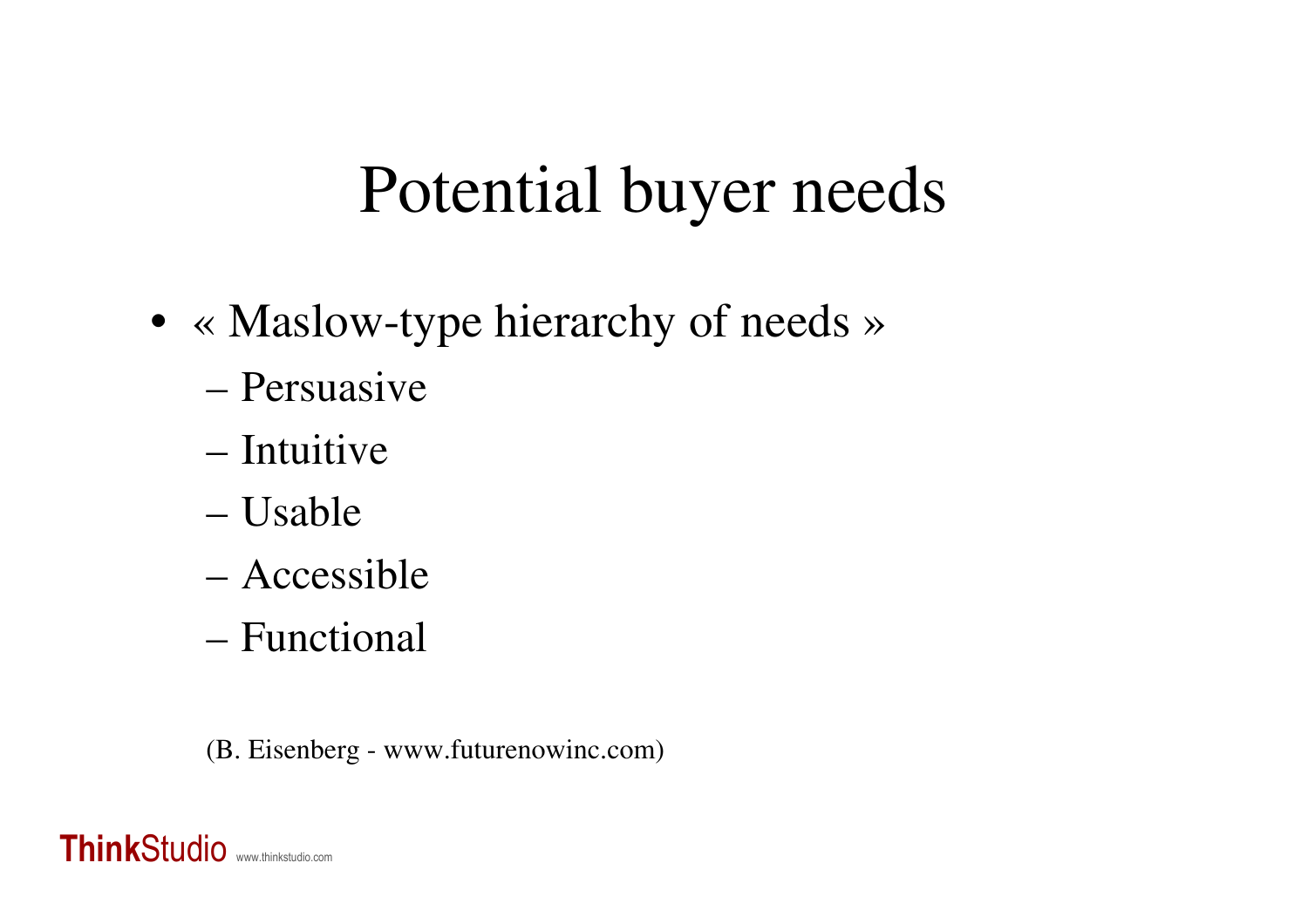# Potential buyer needs

- « Maslow-type hierarchy of needs »
  - Persuasive
  - Intuitive
  - Usable
  - Accessible
  - Functional

(B. Eisenberg - www.futurenowinc.com)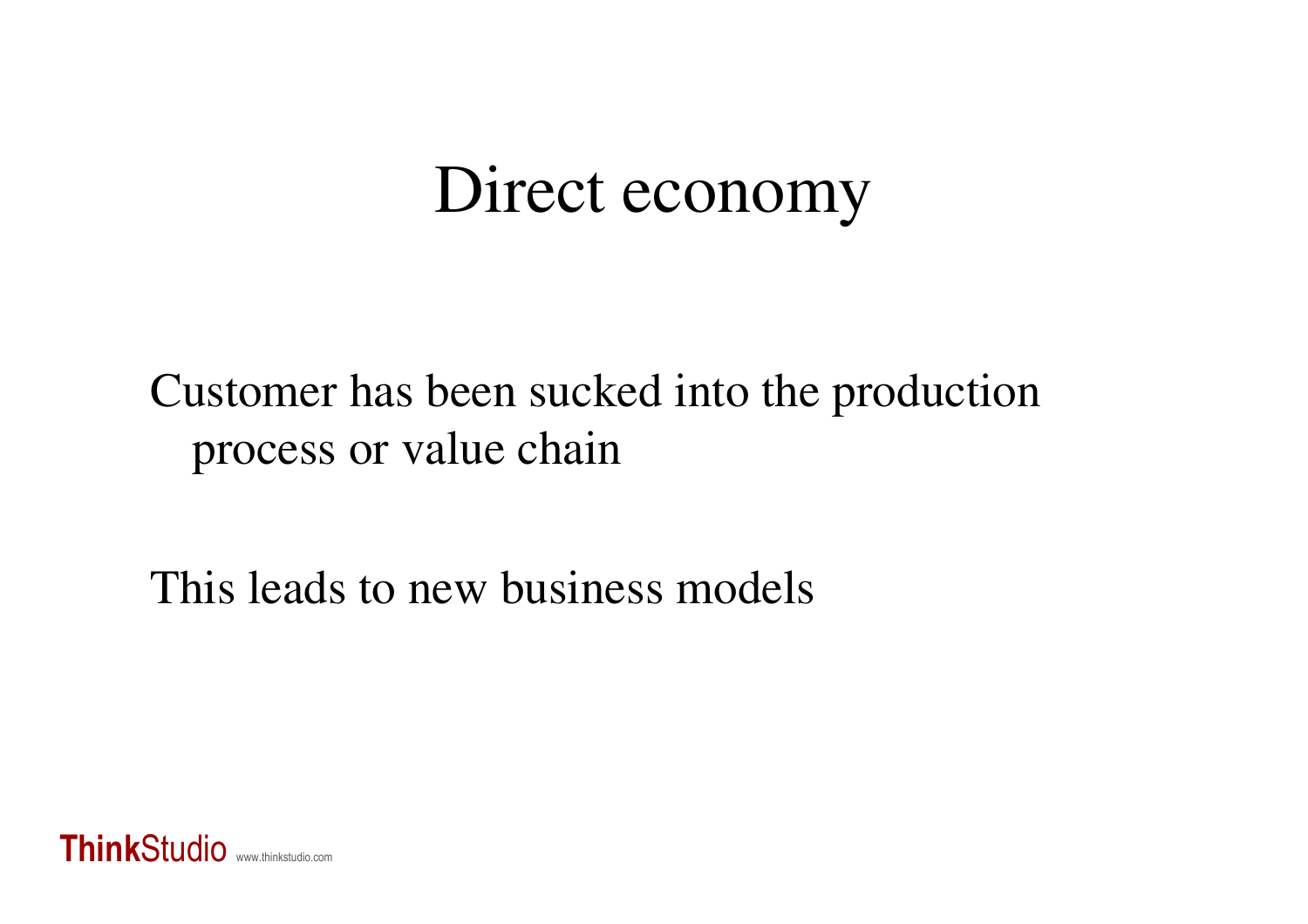# Direct economy

Customer has been sucked into the production process or value chain

This leads to new business models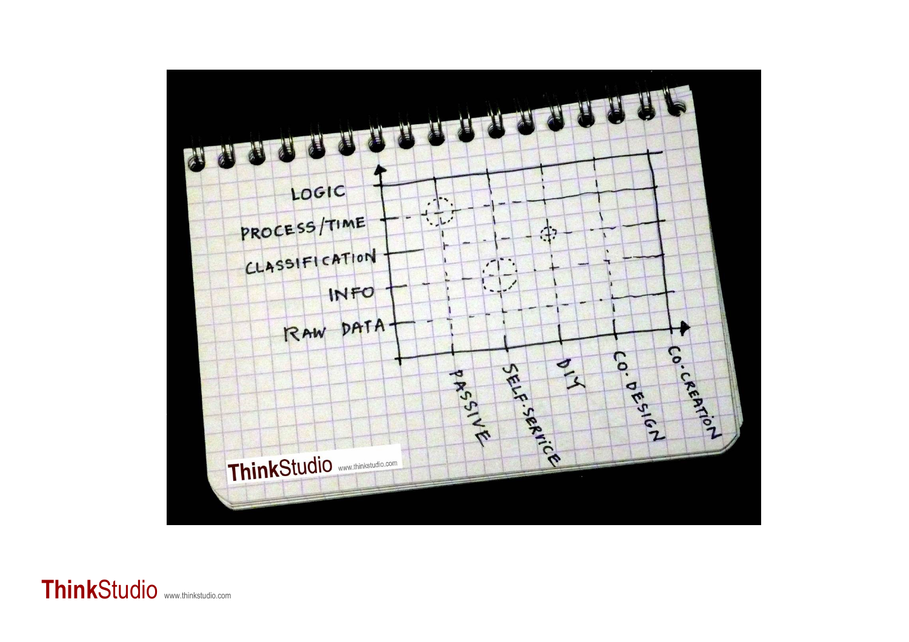LOGIC

PROCESS/TIME

CLASSIFICATION

INFO

RAW DATA

PASSIVE

SELF-SERVICE

DIY

CO-DESIGN

CO-CREATION

ThinkStudio www.thinkstudio.com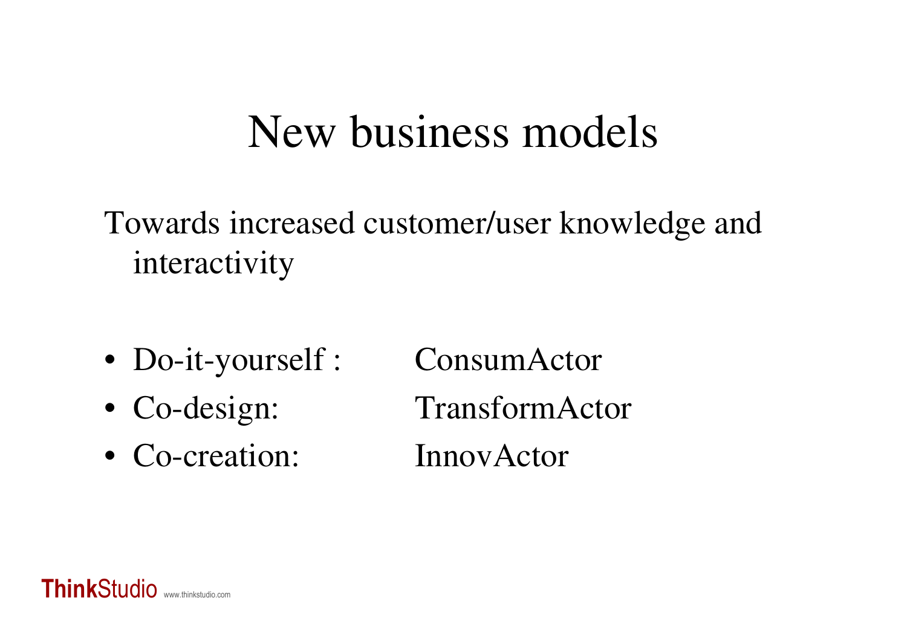# New business models

Towards increased customer/user knowledge and interactivity

- Do-it-yourself : ConsumActor
- Co-design: TransformActor
- Co-creation: InnovActor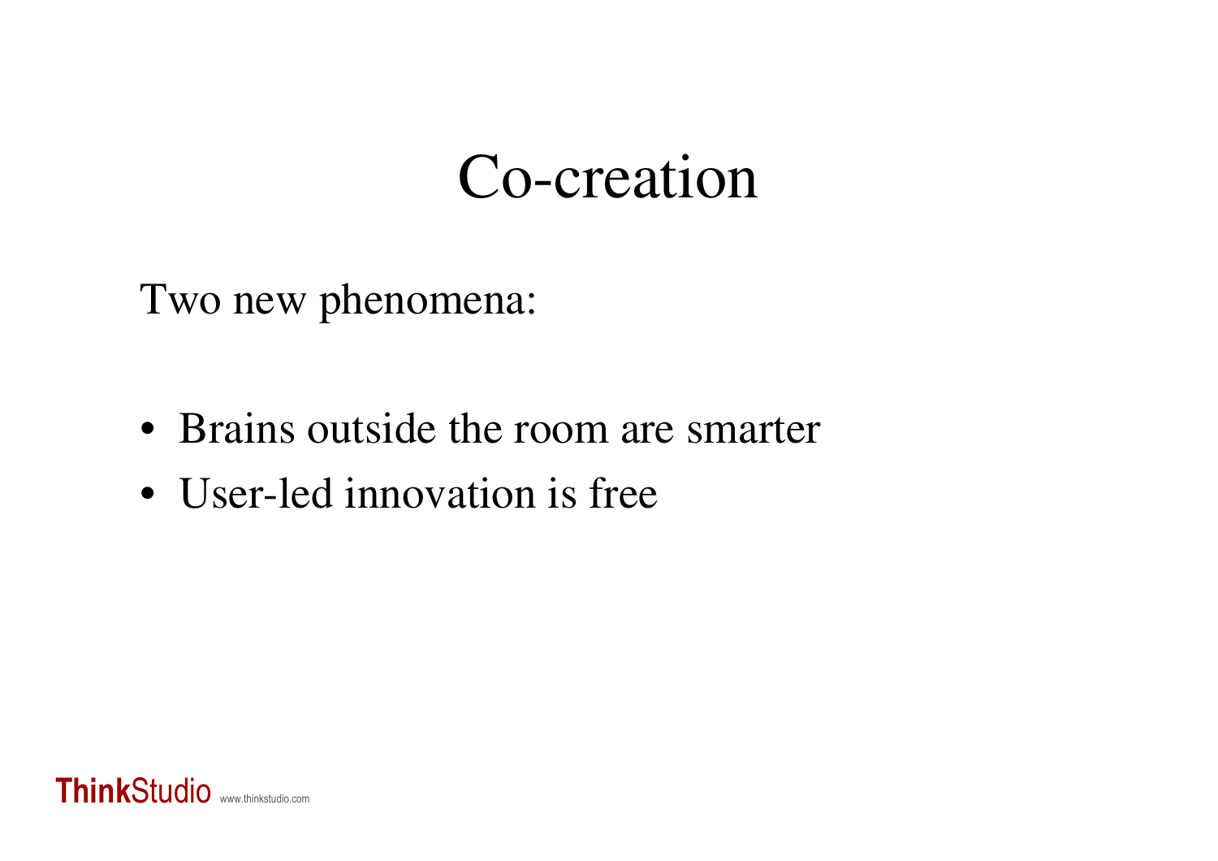# Co-creation

Two new phenomena:

- Brains outside the room are smarter
- User-led innovation is free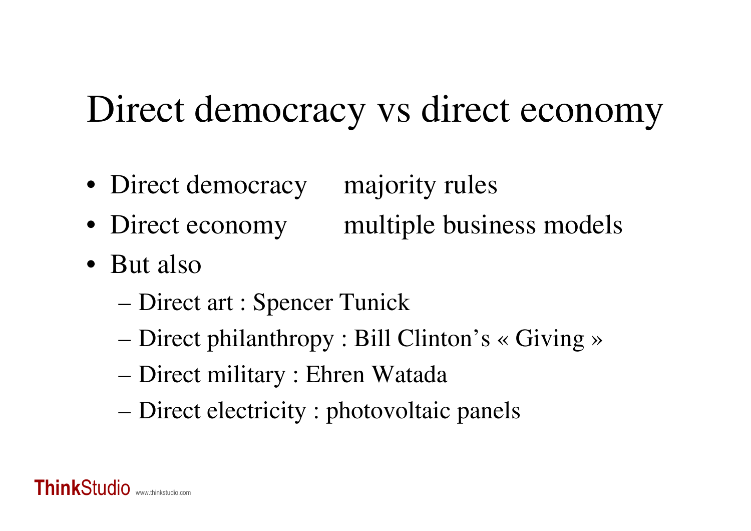# Direct democracy vs direct economy

- Direct democracy    majority rules
- Direct economy    multiple business models
- But also
  - Direct art : Spencer Tunick
  - Direct philanthropy : Bill Clinton's « Giving »
  - Direct military : Ehren Watada
  - Direct electricity : photovoltaic panels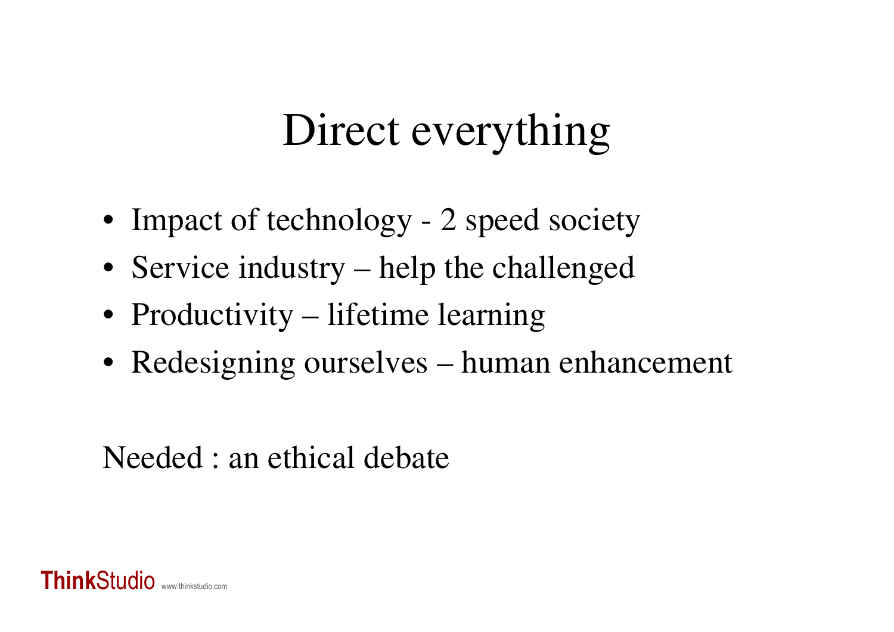# Direct everything

- Impact of technology - 2 speed society
- Service industry – help the challenged
- Productivity – lifetime learning
- Redesigning ourselves – human enhancement

Needed : an ethical debate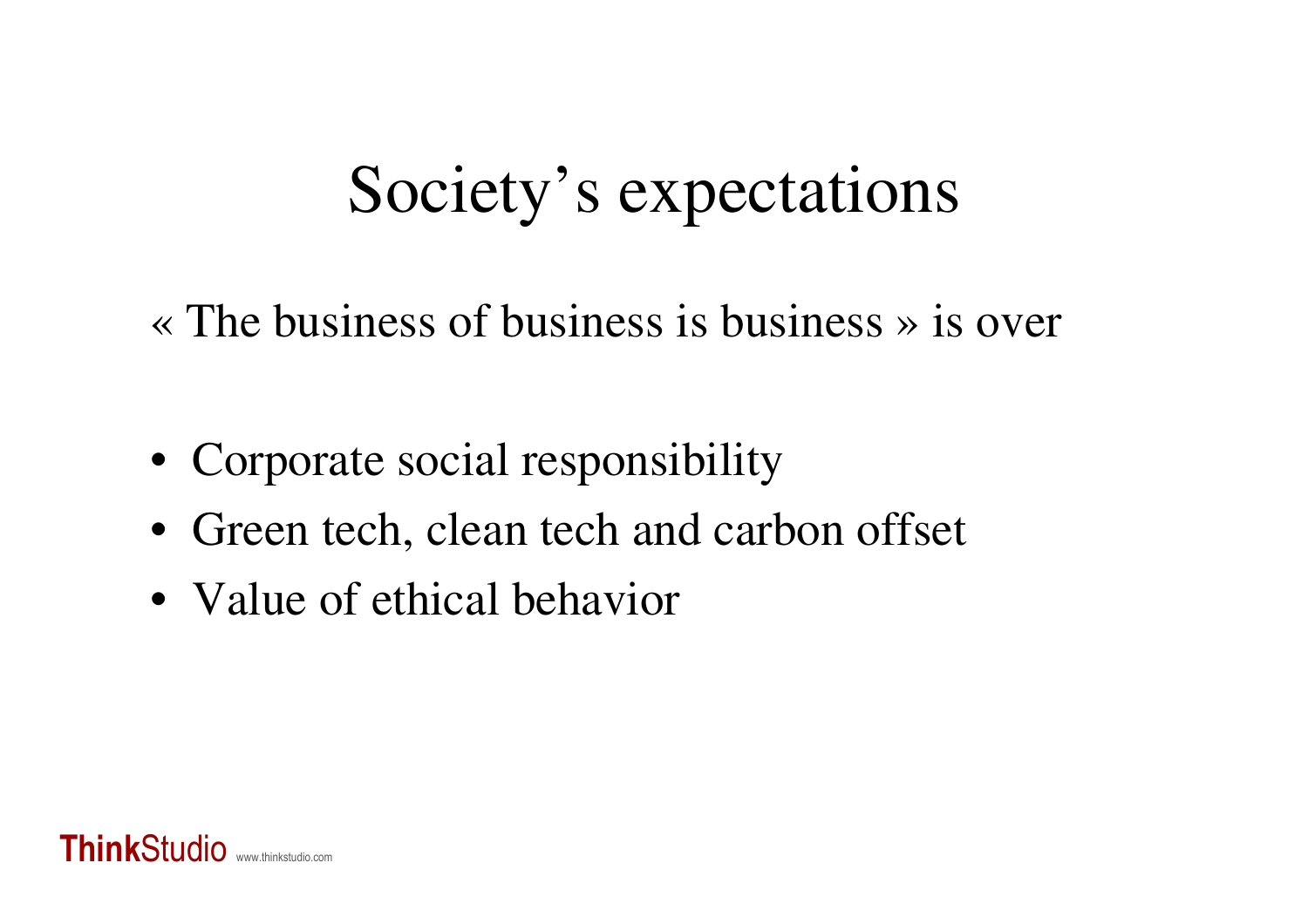# Society's expectations

« The business of business is business » is over

- Corporate social responsibility
- Green tech, clean tech and carbon offset
- Value of ethical behavior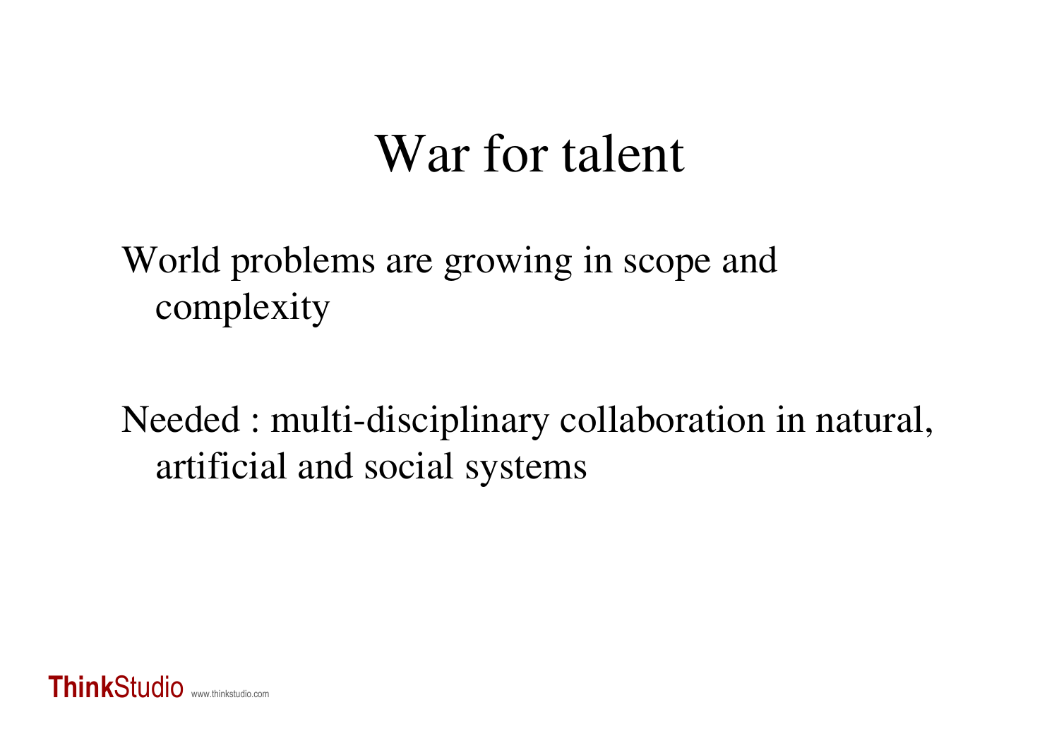# War for talent

World problems are growing in scope and complexity

Needed : multi-disciplinary collaboration in natural, artificial and social systems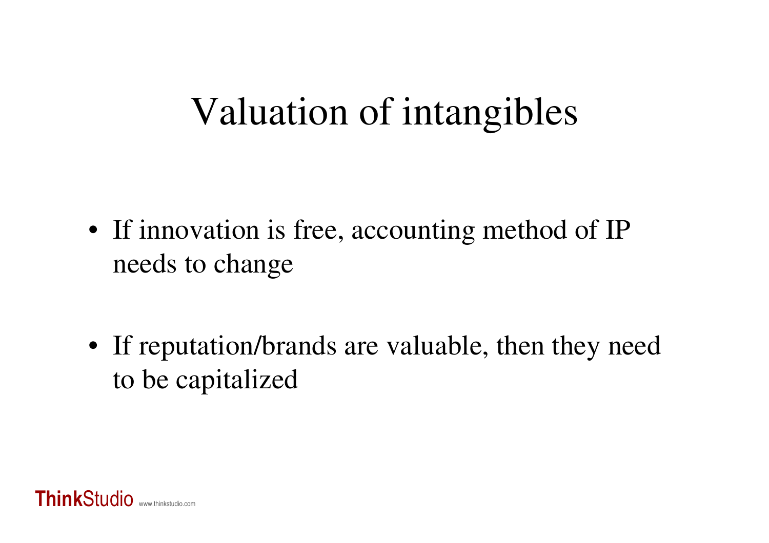# Valuation of intangibles

- If innovation is free, accounting method of IP needs to change
- If reputation/brands are valuable, then they need to be capitalized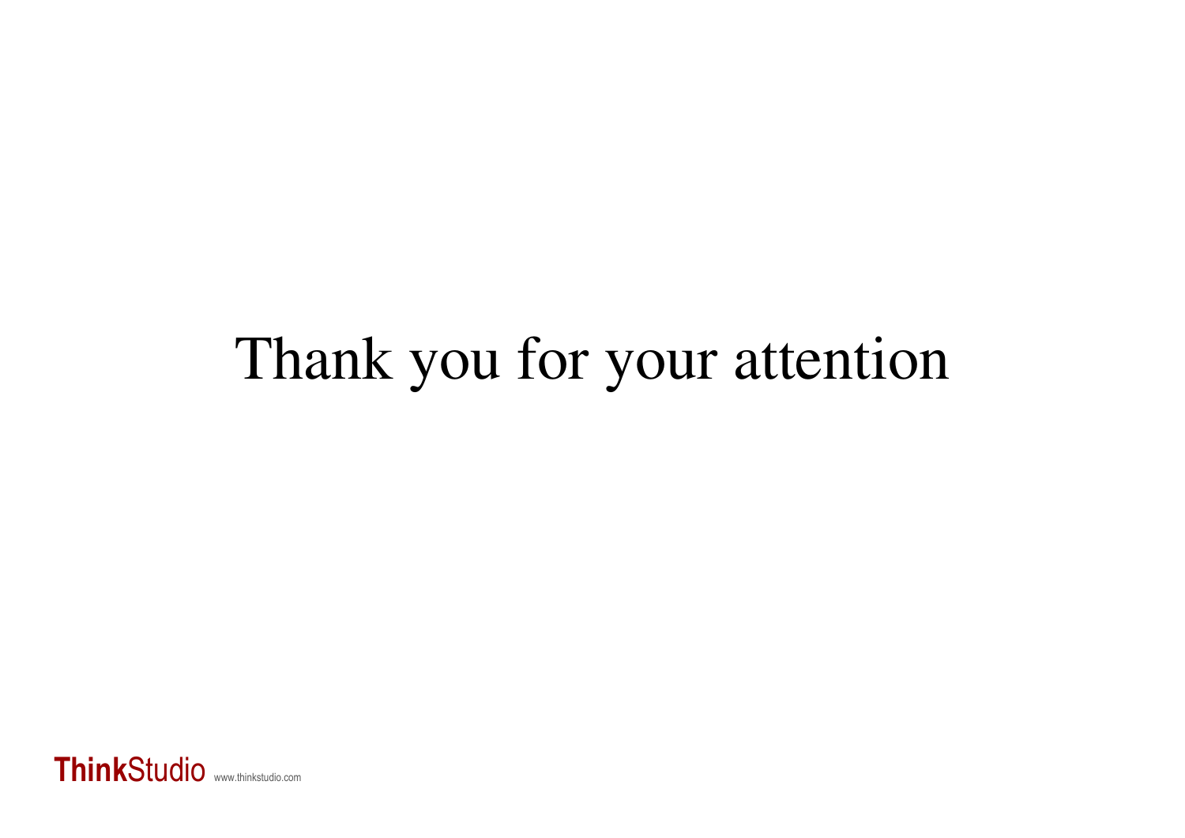# Thank you for your attention